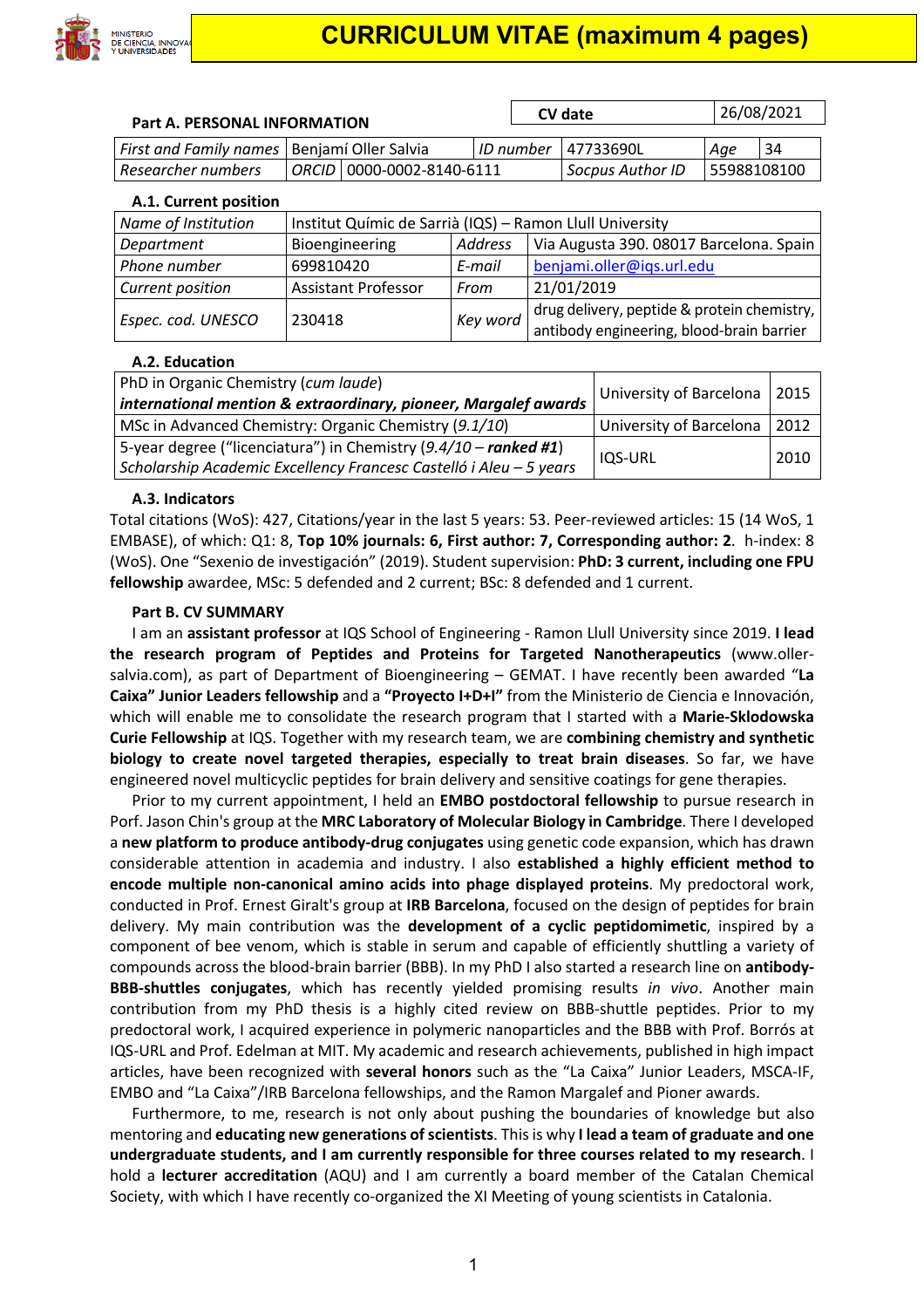# CURRICULUM VITAE (maximum 4 pages)

| Part A. PERSONAL INFORMATION | | | | CV date | 26/08/2021 | |
|---|---|---|---|---|---|---|
| *First and Family names* | Benjamí Oller Salvia | | *ID number* | 47733690L | *Age* | 34 |
| *Researcher numbers* | *ORCID* | 0000-0002-8140-6111 | | *Socpus Author ID* | 55988108100 | |

**A.1. Current position**

| *Name of Institution* | Institut Químic de Sarrià (IQS) – Ramon Llull University | | |
|---|---|---|---|
| *Department* | Bioengineering | *Address* | Via Augusta 390. 08017 Barcelona. Spain |
| *Phone number* | 699810420 | *E-mail* | benjami.oller@iqs.url.edu |
| *Current position* | Assistant Professor | *From* | 21/01/2019 |
| *Espec. cod. UNESCO* | 230418 | *Key word* | drug delivery, peptide & protein chemistry, antibody engineering, blood-brain barrier |

**A.2. Education**

| | | |
|---|---|---|
| PhD in Organic Chemistry (*cum laude*) ***international mention & extraordinary, pioneer, Margalef awards*** | University of Barcelona | 2015 |
| MSc in Advanced Chemistry: Organic Chemistry (*9.1/10*) | University of Barcelona | 2012 |
| 5-year degree ("licenciatura") in Chemistry (*9.4/10 – **ranked #1***) *Scholarship Academic Excellency Francesc Castelló i Aleu – 5 years* | IQS-URL | 2010 |

**A.3. Indicators**

Total citations (WoS): 427, Citations/year in the last 5 years: 53. Peer-reviewed articles: 15 (14 WoS, 1 EMBASE), of which: Q1: 8, **Top 10% journals: 6, First author: 7, Corresponding author: 2**. h-index: 8 (WoS). One "Sexenio de investigación" (2019). Student supervision: **PhD: 3 current, including one FPU fellowship** awardee, MSc: 5 defended and 2 current; BSc: 8 defended and 1 current.

**Part B. CV SUMMARY**

I am an **assistant professor** at IQS School of Engineering - Ramon Llull University since 2019. **I lead the research program of Peptides and Proteins for Targeted Nanotherapeutics** (www.oller-salvia.com), as part of Department of Bioengineering – GEMAT. I have recently been awarded "**La Caixa" Junior Leaders fellowship** and a **"Proyecto I+D+I"** from the Ministerio de Ciencia e Innovación, which will enable me to consolidate the research program that I started with a **Marie-Sklodowska Curie Fellowship** at IQS. Together with my research team, we are **combining chemistry and synthetic biology to create novel targeted therapies, especially to treat brain diseases**. So far, we have engineered novel multicyclic peptides for brain delivery and sensitive coatings for gene therapies.

Prior to my current appointment, I held an **EMBO postdoctoral fellowship** to pursue research in Porf. Jason Chin's group at the **MRC Laboratory of Molecular Biology in Cambridge**. There I developed a **new platform to produce antibody-drug conjugates** using genetic code expansion, which has drawn considerable attention in academia and industry. I also **established a highly efficient method to encode multiple non-canonical amino acids into phage displayed proteins**. My predoctoral work, conducted in Prof. Ernest Giralt's group at **IRB Barcelona**, focused on the design of peptides for brain delivery. My main contribution was the **development of a cyclic peptidomimetic**, inspired by a component of bee venom, which is stable in serum and capable of efficiently shuttling a variety of compounds across the blood-brain barrier (BBB). In my PhD I also started a research line on **antibody-BBB-shuttles conjugates**, which has recently yielded promising results *in vivo*. Another main contribution from my PhD thesis is a highly cited review on BBB-shuttle peptides. Prior to my predoctoral work, I acquired experience in polymeric nanoparticles and the BBB with Prof. Borrós at IQS-URL and Prof. Edelman at MIT. My academic and research achievements, published in high impact articles, have been recognized with **several honors** such as the "La Caixa" Junior Leaders, MSCA-IF, EMBO and "La Caixa"/IRB Barcelona fellowships, and the Ramon Margalef and Pioner awards.

Furthermore, to me, research is not only about pushing the boundaries of knowledge but also mentoring and **educating new generations of scientists**. This is why **I lead a team of graduate and one undergraduate students, and I am currently responsible for three courses related to my research**. I hold a **lecturer accreditation** (AQU) and I am currently a board member of the Catalan Chemical Society, with which I have recently co-organized the XI Meeting of young scientists in Catalonia.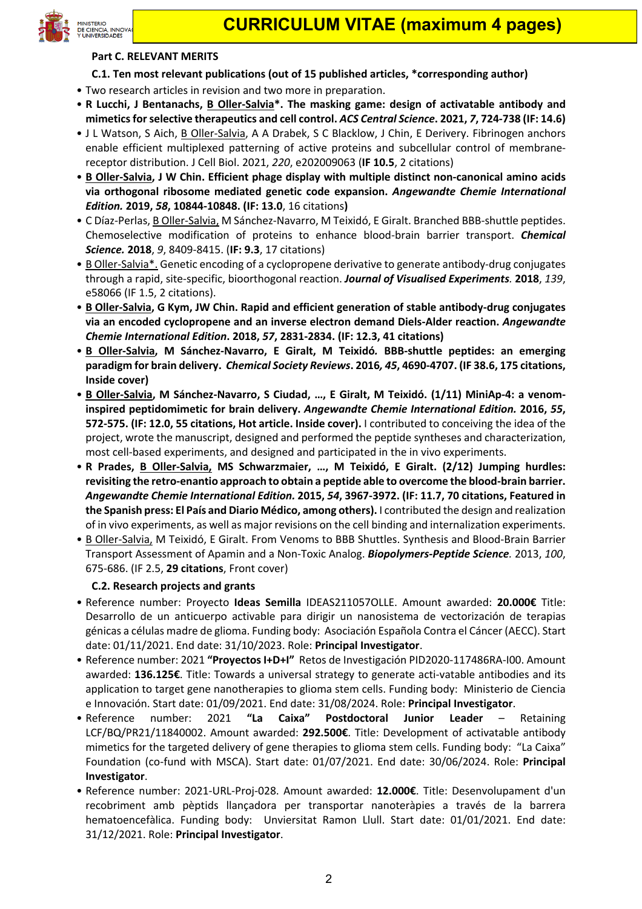**Part C. RELEVANT MERITS**

**C.1. Ten most relevant publications (out of 15 published articles, *corresponding author)**

- Two research articles in revision and two more in preparation.
- **R Lucchi, J Bentanachs, B Oller-Salvia*. The masking game: design of activatable antibody and mimetics for selective therapeutics and cell control. *ACS Central Science*. 2021, *7*, 724-738 (IF: 14.6)**
- J L Watson, S Aich, B Oller-Salvia, A A Drabek, S C Blacklow, J Chin, E Derivery. Fibrinogen anchors enable efficient multiplexed patterning of active proteins and subcellular control of membrane-receptor distribution. J Cell Biol. 2021, *220*, e202009063 (**IF 10.5**, 2 citations)
- **B Oller-Salvia, J W Chin. Efficient phage display with multiple distinct non-canonical amino acids via orthogonal ribosome mediated genetic code expansion. *Angewandte Chemie International Edition.* 2019, *58*, 10844-10848. (IF: 13.0**, 16 citations**)**
- C Díaz-Perlas, B Oller-Salvia, M Sánchez-Navarro, M Teixidó, E Giralt. Branched BBB-shuttle peptides. Chemoselective modification of proteins to enhance blood-brain barrier transport. ***Chemical Science.*** **2018**, *9*, 8409-8415. (**IF: 9.3**, 17 citations)
- B Oller-Salvia*. Genetic encoding of a cyclopropene derivative to generate antibody-drug conjugates through a rapid, site-specific, bioorthogonal reaction. ***Journal of Visualised Experiments.*** **2018**, *139*, e58066 (IF 1.5, 2 citations).
- **B Oller-Salvia, G Kym, JW Chin. Rapid and efficient generation of stable antibody-drug conjugates via an encoded cyclopropene and an inverse electron demand Diels-Alder reaction. *Angewandte Chemie International Edition*. 2018, *57*, 2831-2834. (IF: 12.3, 41 citations)**
- **B Oller-Salvia, M Sánchez-Navarro, E Giralt, M Teixidó. BBB-shuttle peptides: an emerging paradigm for brain delivery. *Chemical Society Reviews*. 2016*, 45*, 4690-4707. (IF 38.6, 175 citations, Inside cover)**
- **B Oller-Salvia, M Sánchez-Navarro, S Ciudad, …, E Giralt, M Teixidó. (1/11) MiniAp-4: a venom-inspired peptidomimetic for brain delivery. *Angewandte Chemie International Edition.* 2016, *55*, 572-575. (IF: 12.0, 55 citations, Hot article. Inside cover).** I contributed to conceiving the idea of the project, wrote the manuscript, designed and performed the peptide syntheses and characterization, most cell-based experiments, and designed and participated in the in vivo experiments.
- **R Prades, B Oller-Salvia, MS Schwarzmaier, …, M Teixidó, E Giralt. (2/12) Jumping hurdles: revisiting the retro-enantio approach to obtain a peptide able to overcome the blood-brain barrier. *Angewandte Chemie International Edition.* 2015, *54*, 3967-3972. (IF: 11.7, 70 citations, Featured in the Spanish press: El País and Diario Médico, among others).** I contributed the design and realization of in vivo experiments, as well as major revisions on the cell binding and internalization experiments.
- B Oller-Salvia, M Teixidó, E Giralt. From Venoms to BBB Shuttles. Synthesis and Blood-Brain Barrier Transport Assessment of Apamin and a Non-Toxic Analog. ***Biopolymers-Peptide Science.*** 2013, *100*, 675-686. (IF 2.5, **29 citations**, Front cover)

**C.2. Research projects and grants**

- Reference number: Proyecto **Ideas Semilla** IDEAS211057OLLE. Amount awarded: **20.000€** Title: Desarrollo de un anticuerpo activable para dirigir un nanosistema de vectorización de terapias génicas a células madre de glioma. Funding body: Asociación Española Contra el Cáncer (AECC). Start date: 01/11/2021. End date: 31/10/2023. Role: **Principal Investigator**.
- Reference number: 2021 **"Proyectos I+D+I"** Retos de Investigación PID2020-117486RA-I00. Amount awarded: **136.125€**. Title: Towards a universal strategy to generate acti-vatable antibodies and its application to target gene nanotherapies to glioma stem cells. Funding body: Ministerio de Ciencia e Innovación. Start date: 01/09/2021. End date: 31/08/2024. Role: **Principal Investigator**.
- Reference number: 2021 **"La Caixa" Postdoctoral Junior Leader** – Retaining LCF/BQ/PR21/11840002. Amount awarded: **292.500€**. Title: Development of activatable antibody mimetics for the targeted delivery of gene therapies to glioma stem cells. Funding body: "La Caixa" Foundation (co-fund with MSCA). Start date: 01/07/2021. End date: 30/06/2024. Role: **Principal Investigator**.
- Reference number: 2021-URL-Proj-028. Amount awarded: **12.000€**. Title: Desenvolupament d'un recobriment amb pèptids llançadora per transportar nanoteràpies a través de la barrera hematoencefàlica. Funding body: Unviersitat Ramon Llull. Start date: 01/01/2021. End date: 31/12/2021. Role: **Principal Investigator**.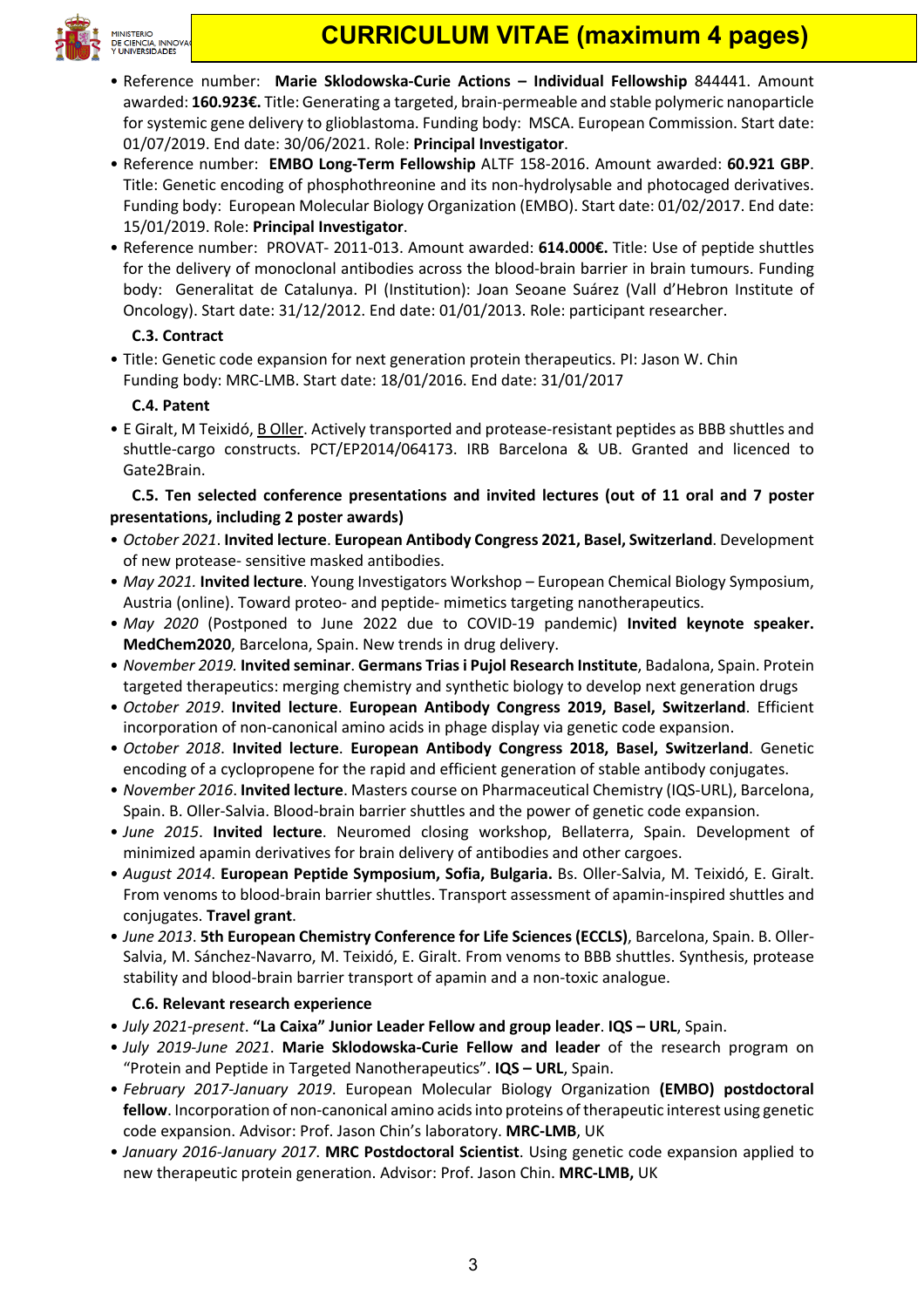- Reference number: **Marie Sklodowska-Curie Actions – Individual Fellowship** 844441. Amount awarded: **160.923€.** Title: Generating a targeted, brain-permeable and stable polymeric nanoparticle for systemic gene delivery to glioblastoma. Funding body: MSCA. European Commission. Start date: 01/07/2019. End date: 30/06/2021. Role: **Principal Investigator**.
- Reference number: **EMBO Long-Term Fellowship** ALTF 158-2016. Amount awarded: **60.921 GBP**. Title: Genetic encoding of phosphothreonine and its non-hydrolysable and photocaged derivatives. Funding body: European Molecular Biology Organization (EMBO). Start date: 01/02/2017. End date: 15/01/2019. Role: **Principal Investigator**.
- Reference number: PROVAT- 2011-013. Amount awarded: **614.000€.** Title: Use of peptide shuttles for the delivery of monoclonal antibodies across the blood-brain barrier in brain tumours. Funding body: Generalitat de Catalunya. PI (Institution): Joan Seoane Suárez (Vall d'Hebron Institute of Oncology). Start date: 31/12/2012. End date: 01/01/2013. Role: participant researcher.

**C.3. Contract**

- Title: Genetic code expansion for next generation protein therapeutics. PI: Jason W. Chin Funding body: MRC-LMB. Start date: 18/01/2016. End date: 31/01/2017

**C.4. Patent**

- E Giralt, M Teixidó, B Oller. Actively transported and protease-resistant peptides as BBB shuttles and shuttle-cargo constructs. PCT/EP2014/064173. IRB Barcelona & UB. Granted and licenced to Gate2Brain.

**C.5. Ten selected conference presentations and invited lectures (out of 11 oral and 7 poster presentations, including 2 poster awards)**

- *October 2021*. **Invited lecture**. **European Antibody Congress 2021, Basel, Switzerland**. Development of new protease- sensitive masked antibodies.
- *May 2021.* **Invited lecture**. Young Investigators Workshop – European Chemical Biology Symposium, Austria (online). Toward proteo- and peptide- mimetics targeting nanotherapeutics.
- *May 2020* (Postponed to June 2022 due to COVID-19 pandemic) **Invited keynote speaker. MedChem2020**, Barcelona, Spain. New trends in drug delivery.
- *November 2019.* **Invited seminar**. **Germans Trias i Pujol Research Institute**, Badalona, Spain. Protein targeted therapeutics: merging chemistry and synthetic biology to develop next generation drugs
- *October 2019*. **Invited lecture**. **European Antibody Congress 2019, Basel, Switzerland**. Efficient incorporation of non-canonical amino acids in phage display via genetic code expansion.
- *October 2018*. **Invited lecture**. **European Antibody Congress 2018, Basel, Switzerland**. Genetic encoding of a cyclopropene for the rapid and efficient generation of stable antibody conjugates.
- *November 2016*. **Invited lecture**. Masters course on Pharmaceutical Chemistry (IQS-URL), Barcelona, Spain. B. Oller-Salvia. Blood-brain barrier shuttles and the power of genetic code expansion.
- *June 2015*. **Invited lecture**. Neuromed closing workshop, Bellaterra, Spain. Development of minimized apamin derivatives for brain delivery of antibodies and other cargoes.
- *August 2014*. **European Peptide Symposium, Sofia, Bulgaria.** Bs. Oller-Salvia, M. Teixidó, E. Giralt. From venoms to blood-brain barrier shuttles. Transport assessment of apamin-inspired shuttles and conjugates. **Travel grant**.
- *June 2013*. **5th European Chemistry Conference for Life Sciences (ECCLS)**, Barcelona, Spain. B. Oller-Salvia, M. Sánchez-Navarro, M. Teixidó, E. Giralt. From venoms to BBB shuttles. Synthesis, protease stability and blood-brain barrier transport of apamin and a non-toxic analogue.

**C.6. Relevant research experience**

- *July 2021-present*. **"La Caixa" Junior Leader Fellow and group leader**. **IQS – URL**, Spain.
- *July 2019-June 2021*. **Marie Sklodowska-Curie Fellow and leader** of the research program on "Protein and Peptide in Targeted Nanotherapeutics". **IQS – URL**, Spain.
- *February 2017-January 2019*. European Molecular Biology Organization **(EMBO) postdoctoral fellow**. Incorporation of non-canonical amino acids into proteins of therapeutic interest using genetic code expansion. Advisor: Prof. Jason Chin's laboratory. **MRC-LMB**, UK
- *January 2016-January 2017.* **MRC Postdoctoral Scientist**. Using genetic code expansion applied to new therapeutic protein generation. Advisor: Prof. Jason Chin. **MRC-LMB,** UK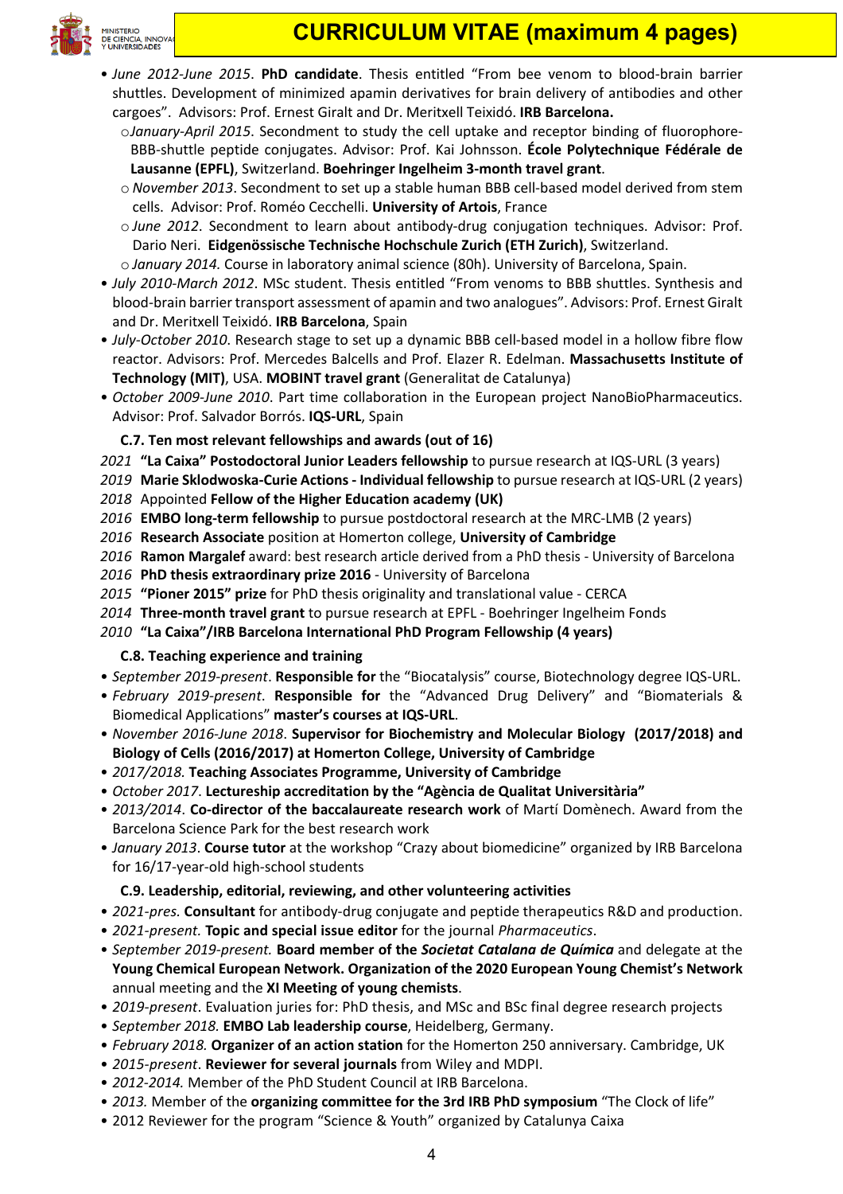- *June 2012-June 2015*. **PhD candidate**. Thesis entitled "From bee venom to blood-brain barrier shuttles. Development of minimized apamin derivatives for brain delivery of antibodies and other cargoes". Advisors: Prof. Ernest Giralt and Dr. Meritxell Teixidó. **IRB Barcelona.**
  - *January-April 2015*. Secondment to study the cell uptake and receptor binding of fluorophore-BBB-shuttle peptide conjugates. Advisor: Prof. Kai Johnsson. **École Polytechnique Fédérale de Lausanne (EPFL)**, Switzerland. **Boehringer Ingelheim 3-month travel grant**.
  - *November 2013*. Secondment to set up a stable human BBB cell-based model derived from stem cells. Advisor: Prof. Roméo Cecchelli. **University of Artois**, France
  - *June 2012*. Secondment to learn about antibody-drug conjugation techniques. Advisor: Prof. Dario Neri. **Eidgenössische Technische Hochschule Zurich (ETH Zurich)**, Switzerland.
  - *January 2014.* Course in laboratory animal science (80h). University of Barcelona, Spain.
- *July 2010-March 2012*. MSc student. Thesis entitled "From venoms to BBB shuttles. Synthesis and blood-brain barrier transport assessment of apamin and two analogues". Advisors: Prof. Ernest Giralt and Dr. Meritxell Teixidó. **IRB Barcelona**, Spain
- *July-October 2010*. Research stage to set up a dynamic BBB cell-based model in a hollow fibre flow reactor. Advisors: Prof. Mercedes Balcells and Prof. Elazer R. Edelman. **Massachusetts Institute of Technology (MIT)**, USA. **MOBINT travel grant** (Generalitat de Catalunya)
- *October 2009-June 2010*. Part time collaboration in the European project NanoBioPharmaceutics. Advisor: Prof. Salvador Borrós. **IQS-URL**, Spain

### C.7. Ten most relevant fellowships and awards (out of 16)

*2021* **"La Caixa" Postodoctoral Junior Leaders fellowship** to pursue research at IQS-URL (3 years)
*2019* **Marie Sklodwoska-Curie Actions - Individual fellowship** to pursue research at IQS-URL (2 years)
*2018* Appointed **Fellow of the Higher Education academy (UK)**
*2016* **EMBO long-term fellowship** to pursue postdoctoral research at the MRC-LMB (2 years)
*2016* **Research Associate** position at Homerton college, **University of Cambridge**
*2016* **Ramon Margalef** award: best research article derived from a PhD thesis - University of Barcelona
*2016* **PhD thesis extraordinary prize 2016** - University of Barcelona
*2015* **"Pioner 2015" prize** for PhD thesis originality and translational value - CERCA
*2014* **Three-month travel grant** to pursue research at EPFL - Boehringer Ingelheim Fonds
*2010* **"La Caixa"/IRB Barcelona International PhD Program Fellowship (4 years)**

### C.8. Teaching experience and training

- *September 2019-present*. **Responsible for** the "Biocatalysis" course, Biotechnology degree IQS-URL.
- *February 2019-present*. **Responsible for** the "Advanced Drug Delivery" and "Biomaterials & Biomedical Applications" **master's courses at IQS-URL**.
- *November 2016-June 2018*. **Supervisor for Biochemistry and Molecular Biology (2017/2018) and Biology of Cells (2016/2017) at Homerton College, University of Cambridge**
- *2017/2018.* **Teaching Associates Programme, University of Cambridge**
- *October 2017*. **Lectureship accreditation by the "Agència de Qualitat Universitària"**
- *2013/2014*. **Co-director of the baccalaureate research work** of Martí Domènech. Award from the Barcelona Science Park for the best research work
- *January 2013*. **Course tutor** at the workshop "Crazy about biomedicine" organized by IRB Barcelona for 16/17-year-old high-school students

### C.9. Leadership, editorial, reviewing, and other volunteering activities

- *2021-pres.* **Consultant** for antibody-drug conjugate and peptide therapeutics R&D and production.
- *2021-present.* **Topic and special issue editor** for the journal *Pharmaceutics*.
- *September 2019-present.* **Board member of the *Societat Catalana de Química*** and delegate at the **Young Chemical European Network. Organization of the 2020 European Young Chemist's Network** annual meeting and the **XI Meeting of young chemists**.
- *2019-present*. Evaluation juries for: PhD thesis, and MSc and BSc final degree research projects
- *September 2018.* **EMBO Lab leadership course**, Heidelberg, Germany.
- *February 2018.* **Organizer of an action station** for the Homerton 250 anniversary. Cambridge, UK
- *2015-present*. **Reviewer for several journals** from Wiley and MDPI.
- *2012-2014.* Member of the PhD Student Council at IRB Barcelona.
- *2013.* Member of the **organizing committee for the 3rd IRB PhD symposium** "The Clock of life"
- 2012 Reviewer for the program "Science & Youth" organized by Catalunya Caixa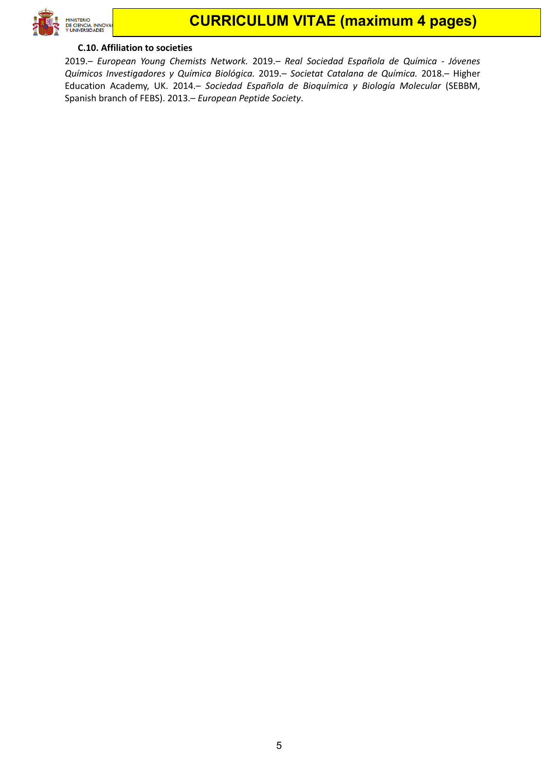#### C.10. Affiliation to societies

2019.– *European Young Chemists Network.* 2019.– *Real Sociedad Española de Química - Jóvenes Químicos Investigadores y Química Biológica.* 2019.– *Societat Catalana de Química.* 2018.– Higher Education Academy, UK. 2014.– *Sociedad Española de Bioquímica y Biología Molecular* (SEBBM, Spanish branch of FEBS). 2013.– *European Peptide Society*.